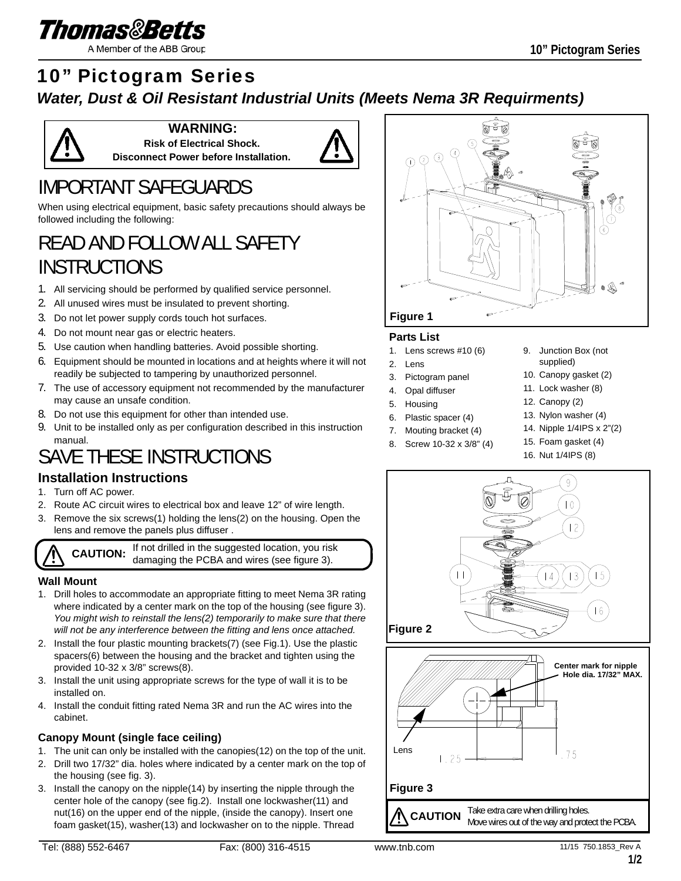# 10" Pictogram Series

## *Water, Dust & Oil Resistant Industrial Units (Meets Nema 3R Requirments)*

**WARNING:**
**Risk of Electrical Shock.**
**Disconnect Power before Installation.**

# IMPORTANT SAFEGUARDS

When using electrical equipment, basic safety precautions should always be followed including the following:

# READ AND FOLLOW ALL SAFETY INSTRUCTIONS

1. All servicing should be performed by qualified service personnel.
2. All unused wires must be insulated to prevent shorting.
3. Do not let power supply cords touch hot surfaces.
4. Do not mount near gas or electric heaters.
5. Use caution when handling batteries. Avoid possible shorting.
6. Equipment should be mounted in locations and at heights where it will not readily be subjected to tampering by unauthorized personnel.
7. The use of accessory equipment not recommended by the manufacturer may cause an unsafe condition.
8. Do not use this equipment for other than intended use.
9. Unit to be installed only as per configuration described in this instruction manual.

# SAVE THESE INSTRUCTIONS

## Installation Instructions

1. Turn off AC power.
2. Route AC circuit wires to electrical box and leave 12" of wire length.
3. Remove the six screws(1) holding the lens(2) on the housing. Open the lens and remove the panels plus diffuser .

**CAUTION:** If not drilled in the suggested location, you risk damaging the PCBA and wires (see figure 3).

### Wall Mount

1. Drill holes to accommodate an appropriate fitting to meet Nema 3R rating where indicated by a center mark on the top of the housing (see figure 3). *You might wish to reinstall the lens(2) temporarily to make sure that there will not be any interference between the fitting and lens once attached.*
2. Install the four plastic mounting brackets(7) (see Fig.1). Use the plastic spacers(6) between the housing and the bracket and tighten using the provided 10-32 x 3/8" screws(8).
3. Install the unit using appropriate screws for the type of wall it is to be installed on.
4. Install the conduit fitting rated Nema 3R and run the AC wires into the cabinet.

### Canopy Mount (single face ceiling)

1. The unit can only be installed with the canopies(12) on the top of the unit.
2. Drill two 17/32" dia. holes where indicated by a center mark on the top of the housing (see fig. 3).
3. Install the canopy on the nipple(14) by inserting the nipple through the center hole of the canopy (see fig.2). Install one lockwasher(11) and nut(16) on the upper end of the nipple, (inside the canopy). Insert one foam gasket(15), washer(13) and lockwasher on to the nipple. Thread

Figure 1

### Parts List

1. Lens screws #10 (6)
2. Lens
3. Pictogram panel
4. Opal diffuser
5. Housing
6. Plastic spacer (4)
7. Mouting bracket (4)
8. Screw 10-32 x 3/8" (4)
9. Junction Box (not supplied)
10. Canopy gasket (2)
11. Lock washer (8)
12. Canopy (2)
13. Nylon washer (4)
14. Nipple 1/4IPS x 2"(2)
15. Foam gasket (4)
16. Nut 1/4IPS (8)

Figure 2

Center mark for nipple Hole dia. 17/32" MAX.

Lens

1.25

.75

Figure 3

**CAUTION** Take extra care when drilling holes. Move wires out of the way and protect the PCBA.

Tel: (888) 552-6467 Fax: (800) 316-4515 www.tnb.com 11/15 750.1853_Rev A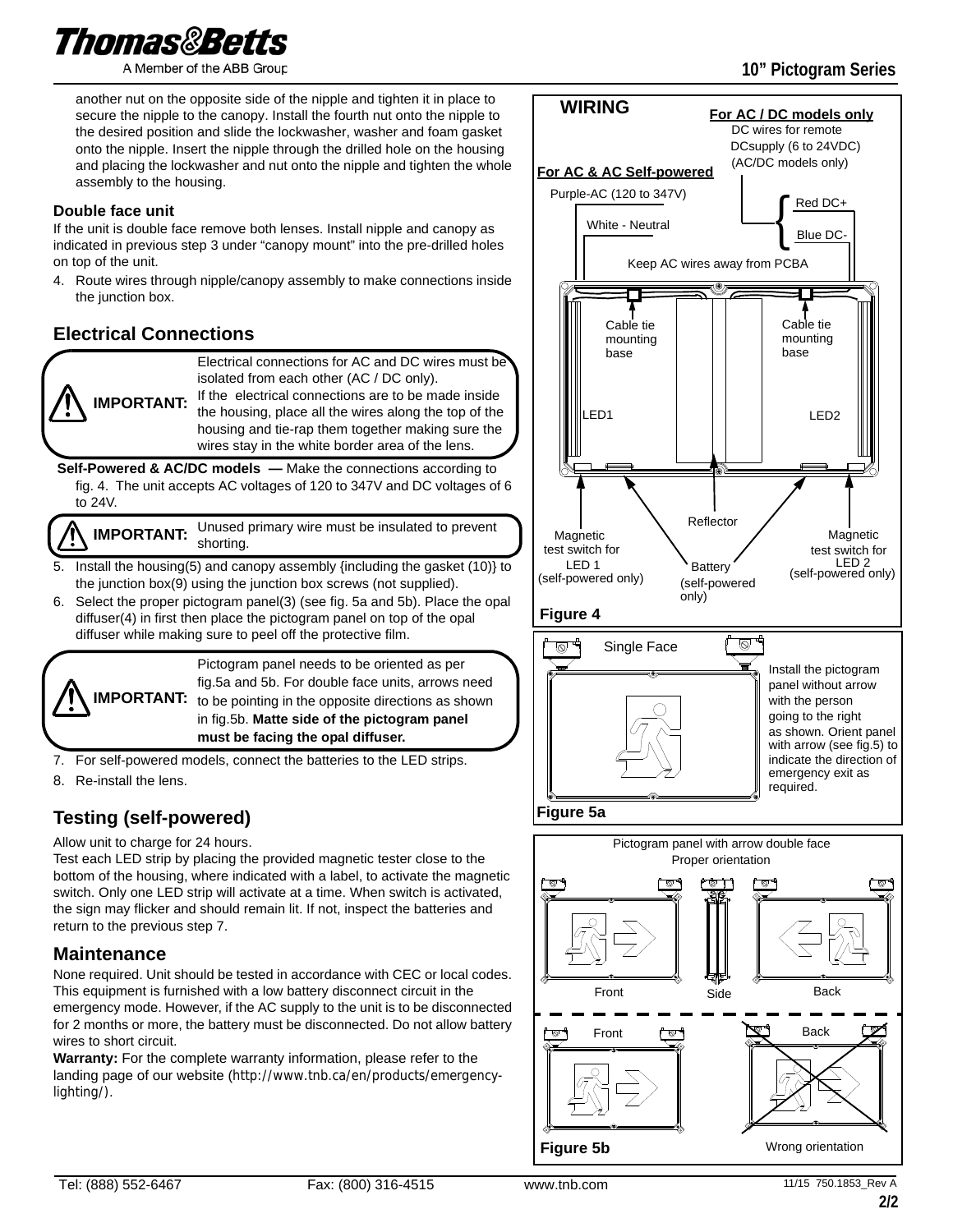another nut on the opposite side of the nipple and tighten it in place to secure the nipple to the canopy. Install the fourth nut onto the nipple to the desired position and slide the lockwasher, washer and foam gasket onto the nipple. Insert the nipple through the drilled hole on the housing and placing the lockwasher and nut onto the nipple and tighten the whole assembly to the housing.

### Double face unit

If the unit is double face remove both lenses. Install nipple and canopy as indicated in previous step 3 under “canopy mount” into the pre-drilled holes on top of the unit.

4. Route wires through nipple/canopy assembly to make connections inside the junction box.

## Electrical Connections

**IMPORTANT:** Electrical connections for AC and DC wires must be isolated from each other (AC / DC only). If the electrical connections are to be made inside the housing, place all the wires along the top of the housing and tie-rap them together making sure the wires stay in the white border area of the lens.

**Self-Powered & AC/DC models —** Make the connections according to fig. 4. The unit accepts AC voltages of 120 to 347V and DC voltages of 6 to 24V.

**IMPORTANT:** Unused primary wire must be insulated to prevent shorting.

5. Install the housing(5) and canopy assembly {including the gasket (10)} to the junction box(9) using the junction box screws (not supplied).
6. Select the proper pictogram panel(3) (see fig. 5a and 5b). Place the opal diffuser(4) in first then place the pictogram panel on top of the opal diffuser while making sure to peel off the protective film.

**IMPORTANT:** Pictogram panel needs to be oriented as per fig.5a and 5b. For double face units, arrows need to be pointing in the opposite directions as shown in fig.5b. **Matte side of the pictogram panel must be facing the opal diffuser.**

7. For self-powered models, connect the batteries to the LED strips.
8. Re-install the lens.

## Testing (self-powered)

Allow unit to charge for 24 hours.
Test each LED strip by placing the provided magnetic tester close to the bottom of the housing, where indicated with a label, to activate the magnetic switch. Only one LED strip will activate at a time. When switch is activated, the sign may flicker and should remain lit. If not, inspect the batteries and return to the previous step 7.

## Maintenance

None required. Unit should be tested in accordance with CEC or local codes. This equipment is furnished with a low battery disconnect circuit in the emergency mode. However, if the AC supply to the unit is to be disconnected for 2 months or more, the battery must be disconnected. Do not allow battery wires to short circuit.

**Warranty:** For the complete warranty information, please refer to the landing page of our website (http://www.tnb.ca/en/products/emergency-lighting/).

**WIRING**

**For AC / DC models only**
DC wires for remote DCsupply (6 to 24VDC) (AC/DC models only)

**For AC & AC Self-powered**
Purple-AC (120 to 347V)
White - Neutral
Red DC+
Blue DC-
Keep AC wires away from PCBA
Cable tie mounting base
Cable tie mounting base
LED1
LED2
Reflector
Magnetic test switch for LED 1 (self-powered only)
Battery (self-powered only)
Magnetic test switch for LED 2 (self-powered only)

**Figure 4**

Single Face

Install the pictogram panel without arrow with the person going to the right as shown. Orient panel with arrow (see fig.5) to indicate the direction of emergency exit as required.

**Figure 5a**

Pictogram panel with arrow double face
Proper orientation
Front
Side
Back
Front
Back
Wrong orientation

**Figure 5b**

Tel: (888) 552-6467 Fax: (800) 316-4515 www.tnb.com

11/15 750.1853_Rev A